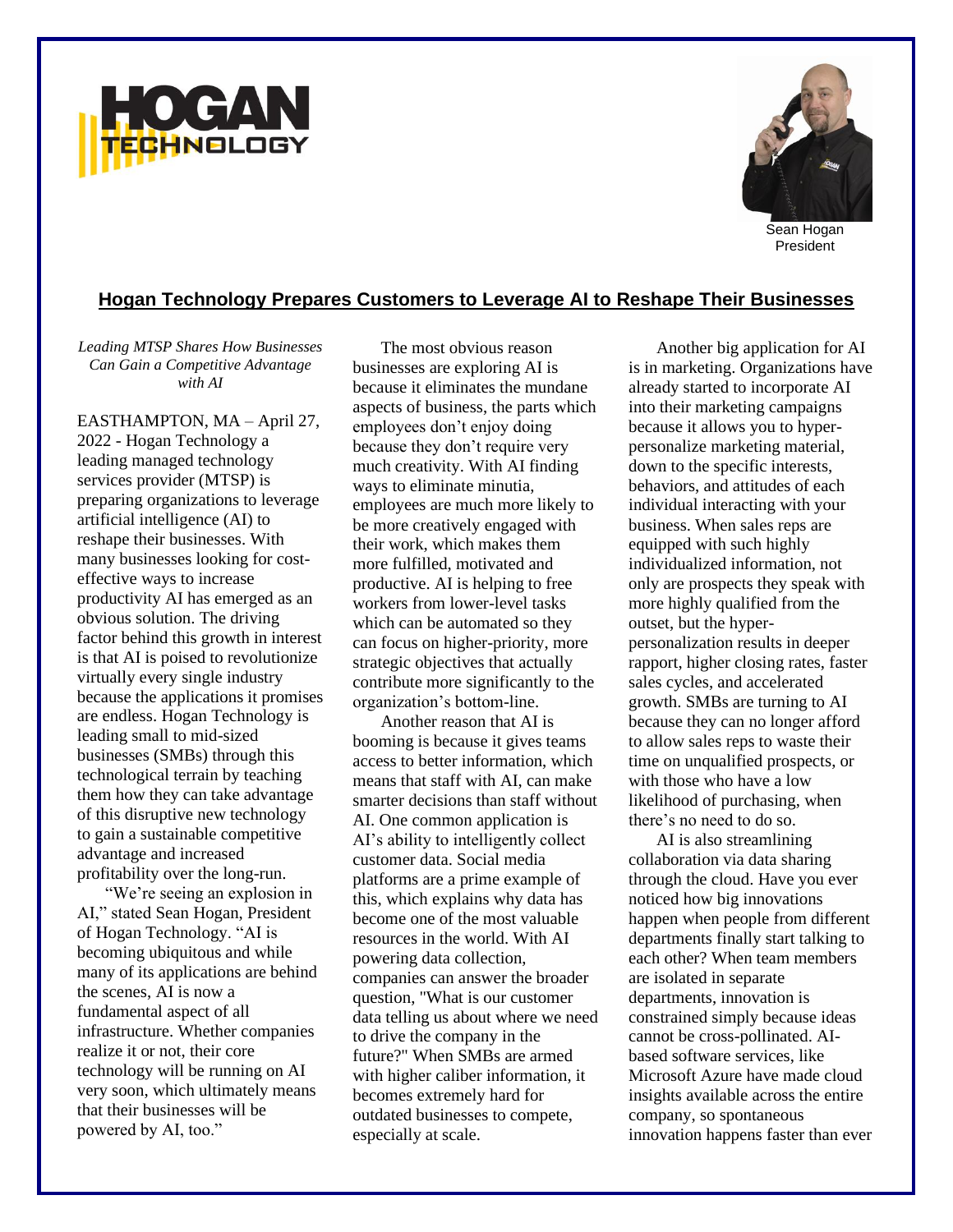Sean Hogan
President

## Hogan Technology Prepares Customers to Leverage AI to Reshape Their Businesses

*Leading MTSP Shares How Businesses Can Gain a Competitive Advantage with AI*

EASTHAMPTON, MA – April 27, 2022 - Hogan Technology a leading managed technology services provider (MTSP) is preparing organizations to leverage artificial intelligence (AI) to reshape their businesses. With many businesses looking for cost-effective ways to increase productivity AI has emerged as an obvious solution. The driving factor behind this growth in interest is that AI is poised to revolutionize virtually every single industry because the applications it promises are endless. Hogan Technology is leading small to mid-sized businesses (SMBs) through this technological terrain by teaching them how they can take advantage of this disruptive new technology to gain a sustainable competitive advantage and increased profitability over the long-run.

"We're seeing an explosion in AI," stated Sean Hogan, President of Hogan Technology. "AI is becoming ubiquitous and while many of its applications are behind the scenes, AI is now a fundamental aspect of all infrastructure. Whether companies realize it or not, their core technology will be running on AI very soon, which ultimately means that their businesses will be powered by AI, too."

The most obvious reason businesses are exploring AI is because it eliminates the mundane aspects of business, the parts which employees don't enjoy doing because they don't require very much creativity. With AI finding ways to eliminate minutia, employees are much more likely to be more creatively engaged with their work, which makes them more fulfilled, motivated and productive. AI is helping to free workers from lower-level tasks which can be automated so they can focus on higher-priority, more strategic objectives that actually contribute more significantly to the organization's bottom-line.

Another reason that AI is booming is because it gives teams access to better information, which means that staff with AI, can make smarter decisions than staff without AI. One common application is AI's ability to intelligently collect customer data. Social media platforms are a prime example of this, which explains why data has become one of the most valuable resources in the world. With AI powering data collection, companies can answer the broader question, "What is our customer data telling us about where we need to drive the company in the future?" When SMBs are armed with higher caliber information, it becomes extremely hard for outdated businesses to compete, especially at scale.

Another big application for AI is in marketing. Organizations have already started to incorporate AI into their marketing campaigns because it allows you to hyper-personalize marketing material, down to the specific interests, behaviors, and attitudes of each individual interacting with your business. When sales reps are equipped with such highly individualized information, not only are prospects they speak with more highly qualified from the outset, but the hyper-personalization results in deeper rapport, higher closing rates, faster sales cycles, and accelerated growth. SMBs are turning to AI because they can no longer afford to allow sales reps to waste their time on unqualified prospects, or with those who have a low likelihood of purchasing, when there's no need to do so.

AI is also streamlining collaboration via data sharing through the cloud. Have you ever noticed how big innovations happen when people from different departments finally start talking to each other? When team members are isolated in separate departments, innovation is constrained simply because ideas cannot be cross-pollinated. AI-based software services, like Microsoft Azure have made cloud insights available across the entire company, so spontaneous innovation happens faster than ever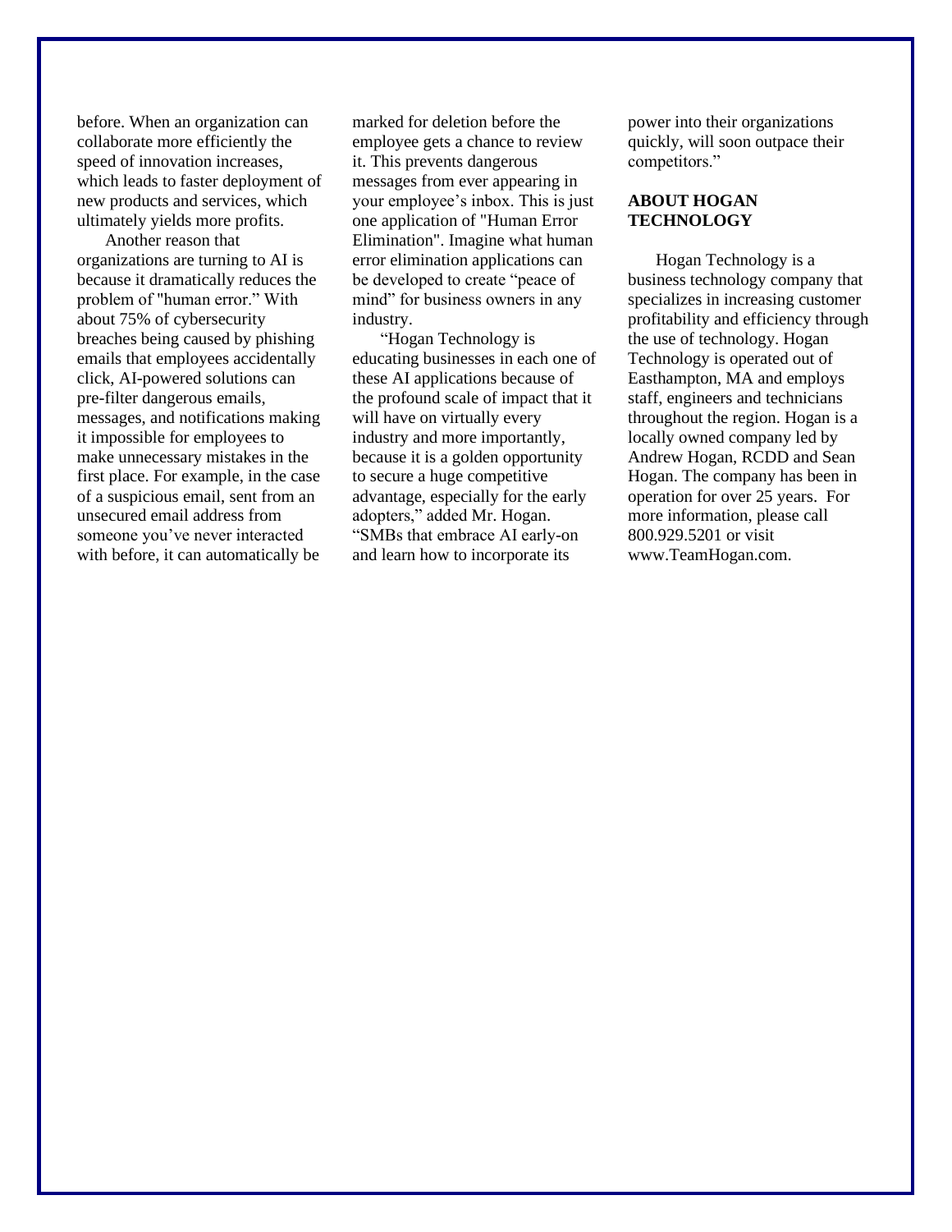before. When an organization can collaborate more efficiently the speed of innovation increases, which leads to faster deployment of new products and services, which ultimately yields more profits.

Another reason that organizations are turning to AI is because it dramatically reduces the problem of "human error." With about 75% of cybersecurity breaches being caused by phishing emails that employees accidentally click, AI-powered solutions can pre-filter dangerous emails, messages, and notifications making it impossible for employees to make unnecessary mistakes in the first place. For example, in the case of a suspicious email, sent from an unsecured email address from someone you've never interacted with before, it can automatically be marked for deletion before the employee gets a chance to review it. This prevents dangerous messages from ever appearing in your employee's inbox. This is just one application of "Human Error Elimination". Imagine what human error elimination applications can be developed to create "peace of mind" for business owners in any industry.

"Hogan Technology is educating businesses in each one of these AI applications because of the profound scale of impact that it will have on virtually every industry and more importantly, because it is a golden opportunity to secure a huge competitive advantage, especially for the early adopters," added Mr. Hogan. "SMBs that embrace AI early-on and learn how to incorporate its power into their organizations quickly, will soon outpace their competitors."

**ABOUT HOGAN TECHNOLOGY**

Hogan Technology is a business technology company that specializes in increasing customer profitability and efficiency through the use of technology. Hogan Technology is operated out of Easthampton, MA and employs staff, engineers and technicians throughout the region. Hogan is a locally owned company led by Andrew Hogan, RCDD and Sean Hogan. The company has been in operation for over 25 years. For more information, please call 800.929.5201 or visit www.TeamHogan.com.